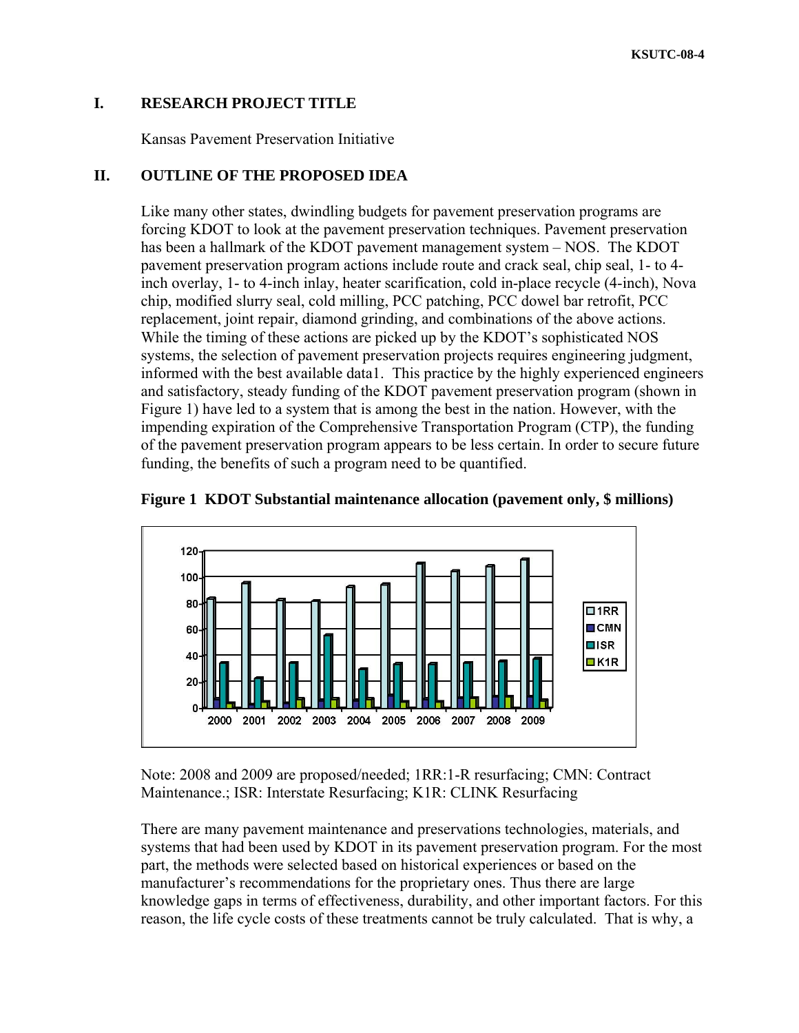## I. RESEARCH PROJECT TITLE

Kansas Pavement Preservation Initiative

## II. OUTLINE OF THE PROPOSED IDEA

Like many other states, dwindling budgets for pavement preservation programs are forcing KDOT to look at the pavement preservation techniques. Pavement preservation has been a hallmark of the KDOT pavement management system – NOS. The KDOT pavement preservation program actions include route and crack seal, chip seal, 1- to 4-inch overlay, 1- to 4-inch inlay, heater scarification, cold in-place recycle (4-inch), Nova chip, modified slurry seal, cold milling, PCC patching, PCC dowel bar retrofit, PCC replacement, joint repair, diamond grinding, and combinations of the above actions. While the timing of these actions are picked up by the KDOT's sophisticated NOS systems, the selection of pavement preservation projects requires engineering judgment, informed with the best available data1. This practice by the highly experienced engineers and satisfactory, steady funding of the KDOT pavement preservation program (shown in Figure 1) have led to a system that is among the best in the nation. However, with the impending expiration of the Comprehensive Transportation Program (CTP), the funding of the pavement preservation program appears to be less certain. In order to secure future funding, the benefits of such a program need to be quantified.

**Figure 1 KDOT Substantial maintenance allocation (pavement only, $ millions)**

Note: 2008 and 2009 are proposed/needed; 1RR:1-R resurfacing; CMN: Contract Maintenance.; ISR: Interstate Resurfacing; K1R: CLINK Resurfacing

There are many pavement maintenance and preservations technologies, materials, and systems that had been used by KDOT in its pavement preservation program. For the most part, the methods were selected based on historical experiences or based on the manufacturer's recommendations for the proprietary ones. Thus there are large knowledge gaps in terms of effectiveness, durability, and other important factors. For this reason, the life cycle costs of these treatments cannot be truly calculated. That is why, a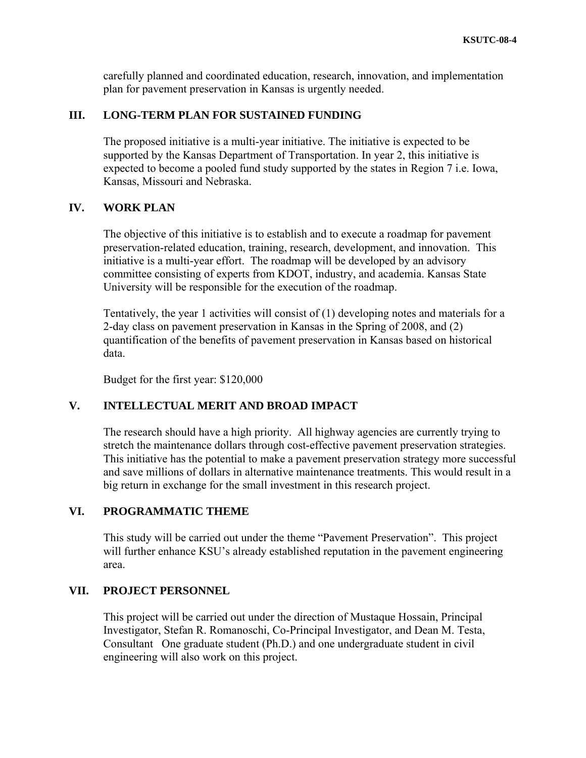carefully planned and coordinated education, research, innovation, and implementation plan for pavement preservation in Kansas is urgently needed.

## III. LONG-TERM PLAN FOR SUSTAINED FUNDING

The proposed initiative is a multi-year initiative. The initiative is expected to be supported by the Kansas Department of Transportation. In year 2, this initiative is expected to become a pooled fund study supported by the states in Region 7 i.e. Iowa, Kansas, Missouri and Nebraska.

## IV. WORK PLAN

The objective of this initiative is to establish and to execute a roadmap for pavement preservation-related education, training, research, development, and innovation. This initiative is a multi-year effort. The roadmap will be developed by an advisory committee consisting of experts from KDOT, industry, and academia. Kansas State University will be responsible for the execution of the roadmap.

Tentatively, the year 1 activities will consist of (1) developing notes and materials for a 2-day class on pavement preservation in Kansas in the Spring of 2008, and (2) quantification of the benefits of pavement preservation in Kansas based on historical data.

Budget for the first year: $120,000

## V. INTELLECTUAL MERIT AND BROAD IMPACT

The research should have a high priority. All highway agencies are currently trying to stretch the maintenance dollars through cost-effective pavement preservation strategies. This initiative has the potential to make a pavement preservation strategy more successful and save millions of dollars in alternative maintenance treatments. This would result in a big return in exchange for the small investment in this research project.

## VI. PROGRAMMATIC THEME

This study will be carried out under the theme "Pavement Preservation". This project will further enhance KSU's already established reputation in the pavement engineering area.

## VII. PROJECT PERSONNEL

This project will be carried out under the direction of Mustaque Hossain, Principal Investigator, Stefan R. Romanoschi, Co-Principal Investigator, and Dean M. Testa, Consultant One graduate student (Ph.D.) and one undergraduate student in civil engineering will also work on this project.